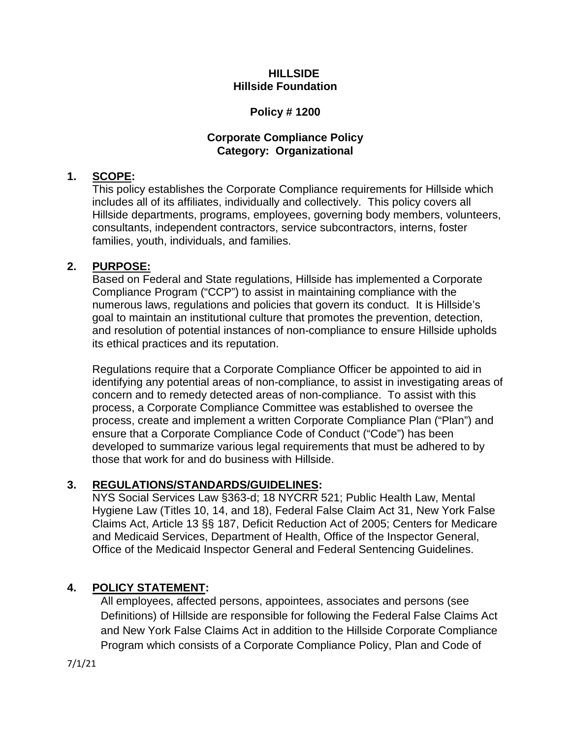**HILLSIDE**
**Hillside Foundation**

**Policy # 1200**

**Corporate Compliance Policy**
**Category: Organizational**

## 1. SCOPE:

This policy establishes the Corporate Compliance requirements for Hillside which includes all of its affiliates, individually and collectively. This policy covers all Hillside departments, programs, employees, governing body members, volunteers, consultants, independent contractors, service subcontractors, interns, foster families, youth, individuals, and families.

## 2. PURPOSE:

Based on Federal and State regulations, Hillside has implemented a Corporate Compliance Program ("CCP") to assist in maintaining compliance with the numerous laws, regulations and policies that govern its conduct. It is Hillside's goal to maintain an institutional culture that promotes the prevention, detection, and resolution of potential instances of non-compliance to ensure Hillside upholds its ethical practices and its reputation.

Regulations require that a Corporate Compliance Officer be appointed to aid in identifying any potential areas of non-compliance, to assist in investigating areas of concern and to remedy detected areas of non-compliance. To assist with this process, a Corporate Compliance Committee was established to oversee the process, create and implement a written Corporate Compliance Plan ("Plan") and ensure that a Corporate Compliance Code of Conduct ("Code") has been developed to summarize various legal requirements that must be adhered to by those that work for and do business with Hillside.

## 3. REGULATIONS/STANDARDS/GUIDELINES:

NYS Social Services Law §363-d; 18 NYCRR 521; Public Health Law, Mental Hygiene Law (Titles 10, 14, and 18), Federal False Claim Act 31, New York False Claims Act, Article 13 §§ 187, Deficit Reduction Act of 2005; Centers for Medicare and Medicaid Services, Department of Health, Office of the Inspector General, Office of the Medicaid Inspector General and Federal Sentencing Guidelines.

## 4. POLICY STATEMENT:

All employees, affected persons, appointees, associates and persons (see Definitions) of Hillside are responsible for following the Federal False Claims Act and New York False Claims Act in addition to the Hillside Corporate Compliance Program which consists of a Corporate Compliance Policy, Plan and Code of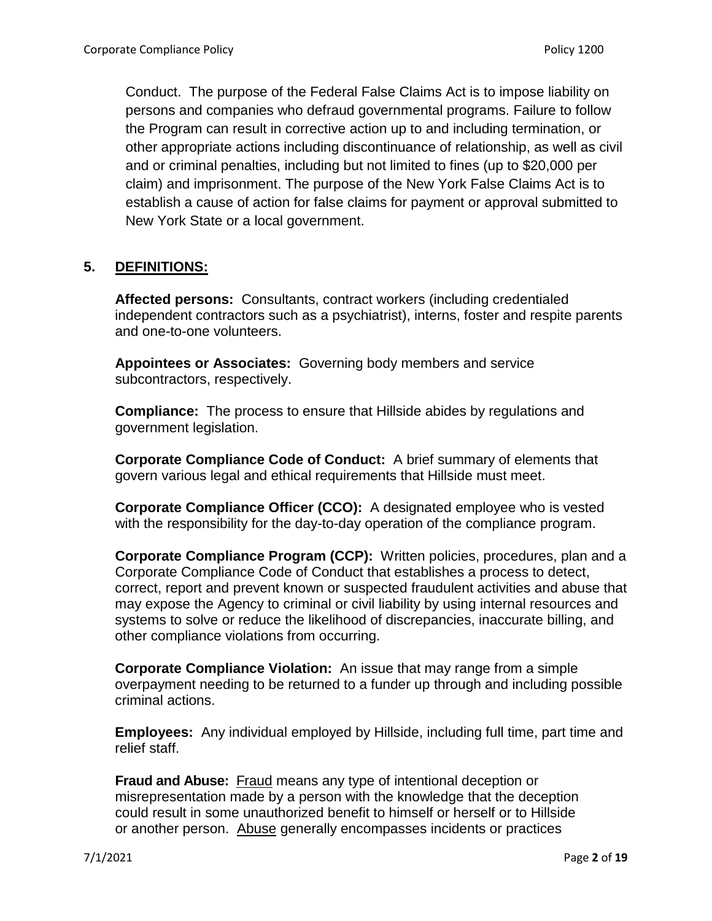Conduct. The purpose of the Federal False Claims Act is to impose liability on persons and companies who defraud governmental programs. Failure to follow the Program can result in corrective action up to and including termination, or other appropriate actions including discontinuance of relationship, as well as civil and or criminal penalties, including but not limited to fines (up to $20,000 per claim) and imprisonment. The purpose of the New York False Claims Act is to establish a cause of action for false claims for payment or approval submitted to New York State or a local government.

## 5. DEFINITIONS:

**Affected persons:** Consultants, contract workers (including credentialed independent contractors such as a psychiatrist), interns, foster and respite parents and one-to-one volunteers.

**Appointees or Associates:** Governing body members and service subcontractors, respectively.

**Compliance:** The process to ensure that Hillside abides by regulations and government legislation.

**Corporate Compliance Code of Conduct:** A brief summary of elements that govern various legal and ethical requirements that Hillside must meet.

**Corporate Compliance Officer (CCO):** A designated employee who is vested with the responsibility for the day-to-day operation of the compliance program.

**Corporate Compliance Program (CCP):** Written policies, procedures, plan and a Corporate Compliance Code of Conduct that establishes a process to detect, correct, report and prevent known or suspected fraudulent activities and abuse that may expose the Agency to criminal or civil liability by using internal resources and systems to solve or reduce the likelihood of discrepancies, inaccurate billing, and other compliance violations from occurring.

**Corporate Compliance Violation:** An issue that may range from a simple overpayment needing to be returned to a funder up through and including possible criminal actions.

**Employees:** Any individual employed by Hillside, including full time, part time and relief staff.

**Fraud and Abuse:** Fraud means any type of intentional deception or misrepresentation made by a person with the knowledge that the deception could result in some unauthorized benefit to himself or herself or to Hillside or another person. Abuse generally encompasses incidents or practices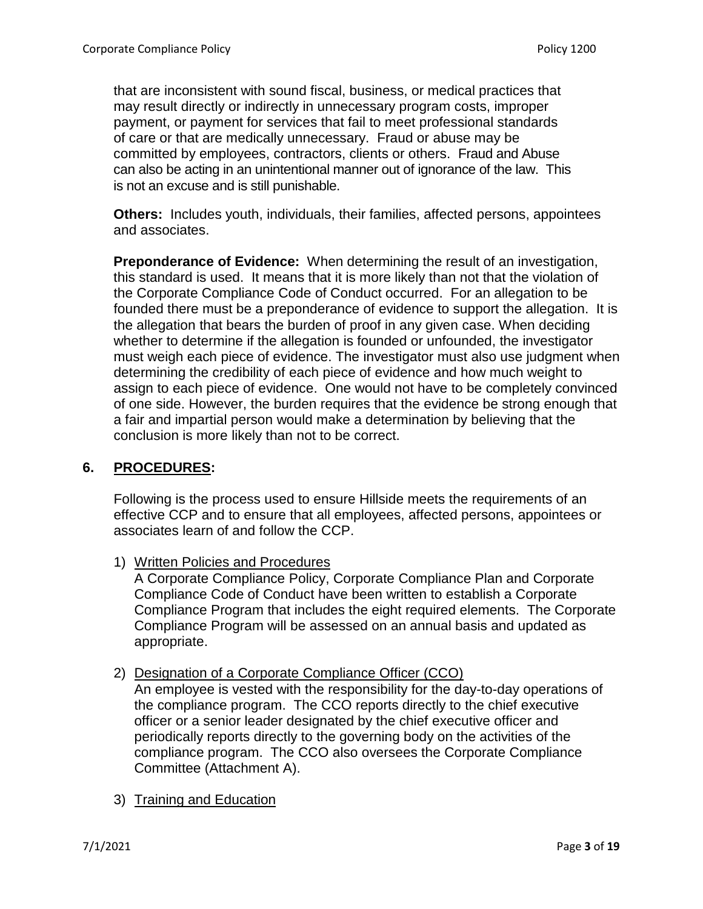that are inconsistent with sound fiscal, business, or medical practices that may result directly or indirectly in unnecessary program costs, improper payment, or payment for services that fail to meet professional standards of care or that are medically unnecessary. Fraud or abuse may be committed by employees, contractors, clients or others. Fraud and Abuse can also be acting in an unintentional manner out of ignorance of the law. This is not an excuse and is still punishable.

**Others:** Includes youth, individuals, their families, affected persons, appointees and associates.

**Preponderance of Evidence:** When determining the result of an investigation, this standard is used. It means that it is more likely than not that the violation of the Corporate Compliance Code of Conduct occurred. For an allegation to be founded there must be a preponderance of evidence to support the allegation. It is the allegation that bears the burden of proof in any given case. When deciding whether to determine if the allegation is founded or unfounded, the investigator must weigh each piece of evidence. The investigator must also use judgment when determining the credibility of each piece of evidence and how much weight to assign to each piece of evidence. One would not have to be completely convinced of one side. However, the burden requires that the evidence be strong enough that a fair and impartial person would make a determination by believing that the conclusion is more likely than not to be correct.

## 6. PROCEDURES:

Following is the process used to ensure Hillside meets the requirements of an effective CCP and to ensure that all employees, affected persons, appointees or associates learn of and follow the CCP.

1) Written Policies and Procedures
   A Corporate Compliance Policy, Corporate Compliance Plan and Corporate Compliance Code of Conduct have been written to establish a Corporate Compliance Program that includes the eight required elements. The Corporate Compliance Program will be assessed on an annual basis and updated as appropriate.

2) Designation of a Corporate Compliance Officer (CCO)
   An employee is vested with the responsibility for the day-to-day operations of the compliance program. The CCO reports directly to the chief executive officer or a senior leader designated by the chief executive officer and periodically reports directly to the governing body on the activities of the compliance program. The CCO also oversees the Corporate Compliance Committee (Attachment A).

3) Training and Education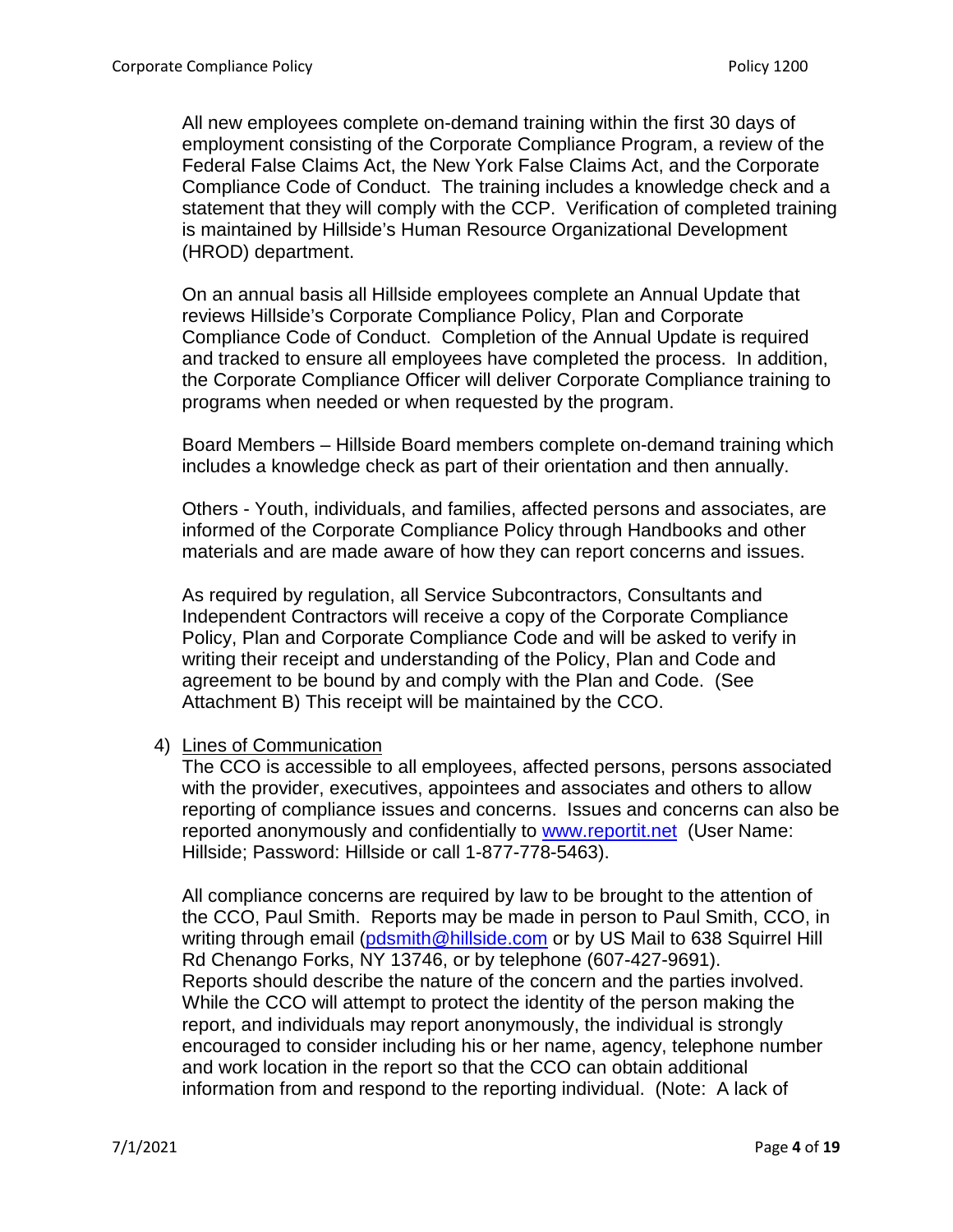All new employees complete on-demand training within the first 30 days of employment consisting of the Corporate Compliance Program, a review of the Federal False Claims Act, the New York False Claims Act, and the Corporate Compliance Code of Conduct. The training includes a knowledge check and a statement that they will comply with the CCP. Verification of completed training is maintained by Hillside's Human Resource Organizational Development (HROD) department.

On an annual basis all Hillside employees complete an Annual Update that reviews Hillside's Corporate Compliance Policy, Plan and Corporate Compliance Code of Conduct. Completion of the Annual Update is required and tracked to ensure all employees have completed the process. In addition, the Corporate Compliance Officer will deliver Corporate Compliance training to programs when needed or when requested by the program.

Board Members – Hillside Board members complete on-demand training which includes a knowledge check as part of their orientation and then annually.

Others - Youth, individuals, and families, affected persons and associates, are informed of the Corporate Compliance Policy through Handbooks and other materials and are made aware of how they can report concerns and issues.

As required by regulation, all Service Subcontractors, Consultants and Independent Contractors will receive a copy of the Corporate Compliance Policy, Plan and Corporate Compliance Code and will be asked to verify in writing their receipt and understanding of the Policy, Plan and Code and agreement to be bound by and comply with the Plan and Code. (See Attachment B) This receipt will be maintained by the CCO.

4) <u>Lines of Communication</u>

   The CCO is accessible to all employees, affected persons, persons associated with the provider, executives, appointees and associates and others to allow reporting of compliance issues and concerns. Issues and concerns can also be reported anonymously and confidentially to [www.reportit.net](http://www.reportit.net) (User Name: Hillside; Password: Hillside or call 1-877-778-5463).

   All compliance concerns are required by law to be brought to the attention of the CCO, Paul Smith. Reports may be made in person to Paul Smith, CCO, in writing through email ([pdsmith@hillside.com](mailto:pdsmith@hillside.com) or by US Mail to 638 Squirrel Hill Rd Chenango Forks, NY 13746, or by telephone (607-427-9691). Reports should describe the nature of the concern and the parties involved. While the CCO will attempt to protect the identity of the person making the report, and individuals may report anonymously, the individual is strongly encouraged to consider including his or her name, agency, telephone number and work location in the report so that the CCO can obtain additional information from and respond to the reporting individual. (Note: A lack of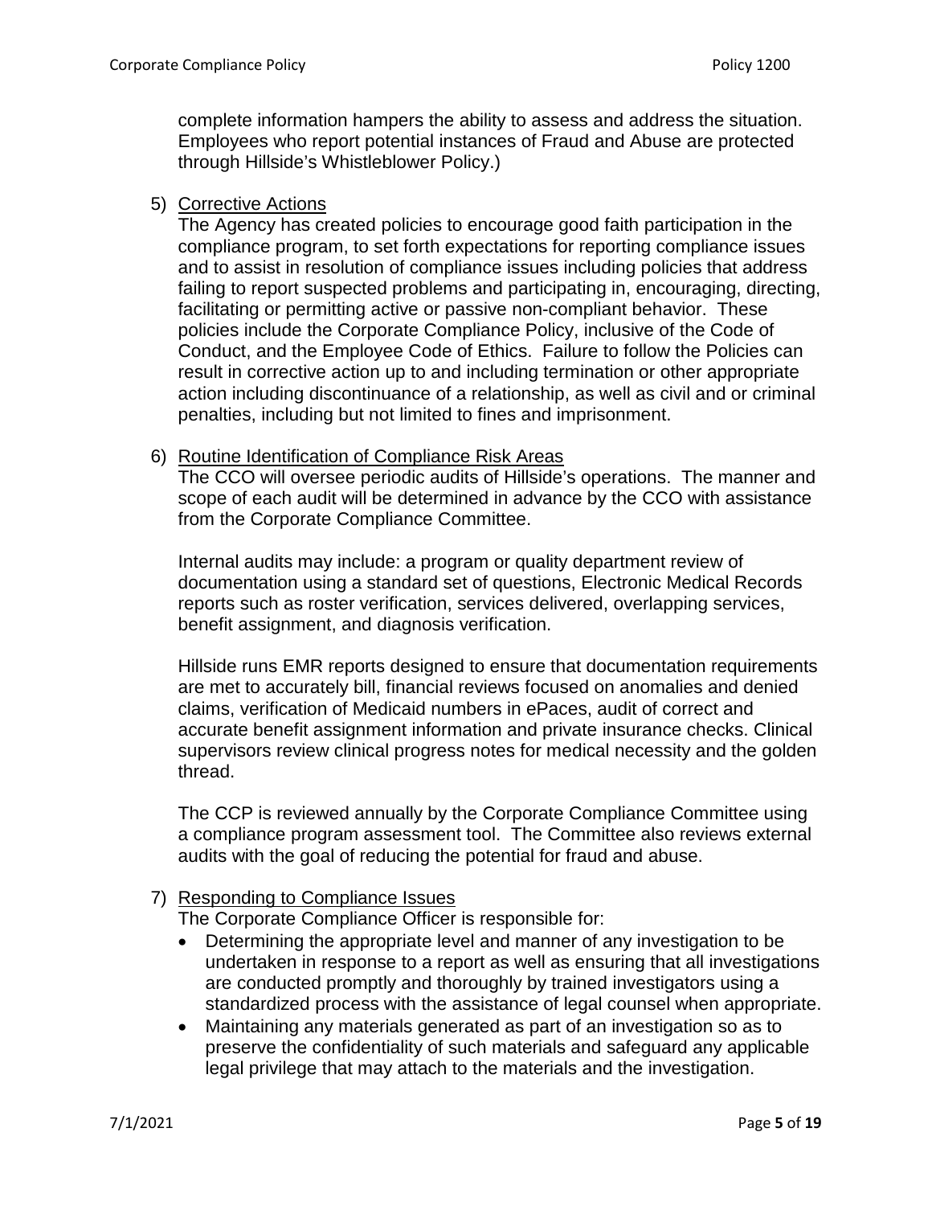complete information hampers the ability to assess and address the situation. Employees who report potential instances of Fraud and Abuse are protected through Hillside's Whistleblower Policy.)

5) <u>Corrective Actions</u>
   The Agency has created policies to encourage good faith participation in the compliance program, to set forth expectations for reporting compliance issues and to assist in resolution of compliance issues including policies that address failing to report suspected problems and participating in, encouraging, directing, facilitating or permitting active or passive non-compliant behavior. These policies include the Corporate Compliance Policy, inclusive of the Code of Conduct, and the Employee Code of Ethics. Failure to follow the Policies can result in corrective action up to and including termination or other appropriate action including discontinuance of a relationship, as well as civil and or criminal penalties, including but not limited to fines and imprisonment.

6) <u>Routine Identification of Compliance Risk Areas</u>
   The CCO will oversee periodic audits of Hillside's operations. The manner and scope of each audit will be determined in advance by the CCO with assistance from the Corporate Compliance Committee.

   Internal audits may include: a program or quality department review of documentation using a standard set of questions, Electronic Medical Records reports such as roster verification, services delivered, overlapping services, benefit assignment, and diagnosis verification.

   Hillside runs EMR reports designed to ensure that documentation requirements are met to accurately bill, financial reviews focused on anomalies and denied claims, verification of Medicaid numbers in ePaces, audit of correct and accurate benefit assignment information and private insurance checks. Clinical supervisors review clinical progress notes for medical necessity and the golden thread.

   The CCP is reviewed annually by the Corporate Compliance Committee using a compliance program assessment tool. The Committee also reviews external audits with the goal of reducing the potential for fraud and abuse.

7) <u>Responding to Compliance Issues</u>
   The Corporate Compliance Officer is responsible for:
   - Determining the appropriate level and manner of any investigation to be undertaken in response to a report as well as ensuring that all investigations are conducted promptly and thoroughly by trained investigators using a standardized process with the assistance of legal counsel when appropriate.
   - Maintaining any materials generated as part of an investigation so as to preserve the confidentiality of such materials and safeguard any applicable legal privilege that may attach to the materials and the investigation.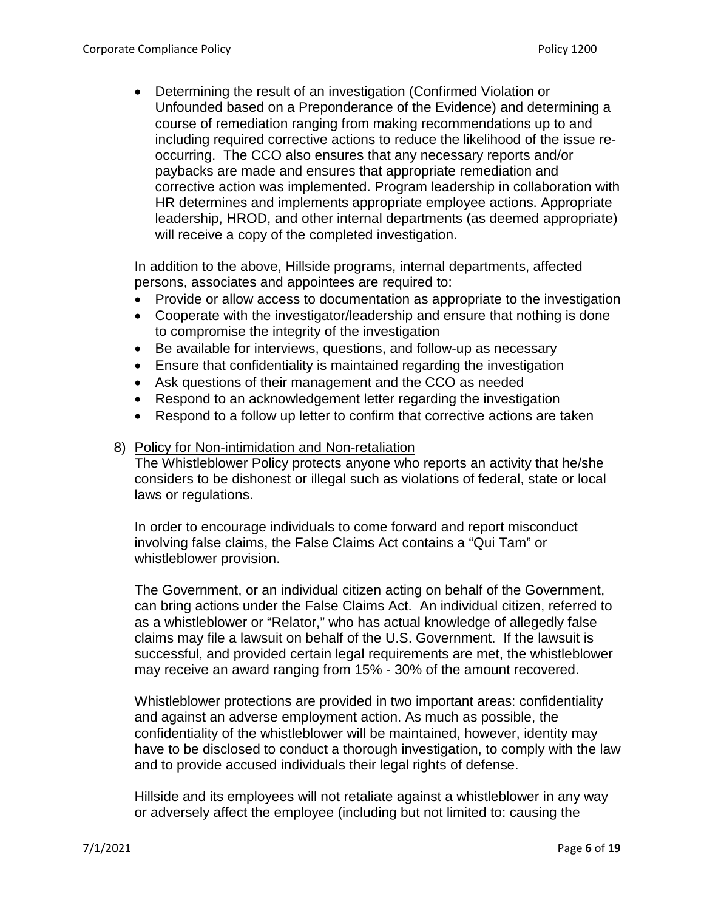- Determining the result of an investigation (Confirmed Violation or Unfounded based on a Preponderance of the Evidence) and determining a course of remediation ranging from making recommendations up to and including required corrective actions to reduce the likelihood of the issue re-occurring. The CCO also ensures that any necessary reports and/or paybacks are made and ensures that appropriate remediation and corrective action was implemented. Program leadership in collaboration with HR determines and implements appropriate employee actions. Appropriate leadership, HROD, and other internal departments (as deemed appropriate) will receive a copy of the completed investigation.

In addition to the above, Hillside programs, internal departments, affected persons, associates and appointees are required to:

- Provide or allow access to documentation as appropriate to the investigation
- Cooperate with the investigator/leadership and ensure that nothing is done to compromise the integrity of the investigation
- Be available for interviews, questions, and follow-up as necessary
- Ensure that confidentiality is maintained regarding the investigation
- Ask questions of their management and the CCO as needed
- Respond to an acknowledgement letter regarding the investigation
- Respond to a follow up letter to confirm that corrective actions are taken

8) <u>Policy for Non-intimidation and Non-retaliation</u>

The Whistleblower Policy protects anyone who reports an activity that he/she considers to be dishonest or illegal such as violations of federal, state or local laws or regulations.

In order to encourage individuals to come forward and report misconduct involving false claims, the False Claims Act contains a "Qui Tam" or whistleblower provision.

The Government, or an individual citizen acting on behalf of the Government, can bring actions under the False Claims Act. An individual citizen, referred to as a whistleblower or "Relator," who has actual knowledge of allegedly false claims may file a lawsuit on behalf of the U.S. Government. If the lawsuit is successful, and provided certain legal requirements are met, the whistleblower may receive an award ranging from 15% - 30% of the amount recovered.

Whistleblower protections are provided in two important areas: confidentiality and against an adverse employment action. As much as possible, the confidentiality of the whistleblower will be maintained, however, identity may have to be disclosed to conduct a thorough investigation, to comply with the law and to provide accused individuals their legal rights of defense.

Hillside and its employees will not retaliate against a whistleblower in any way or adversely affect the employee (including but not limited to: causing the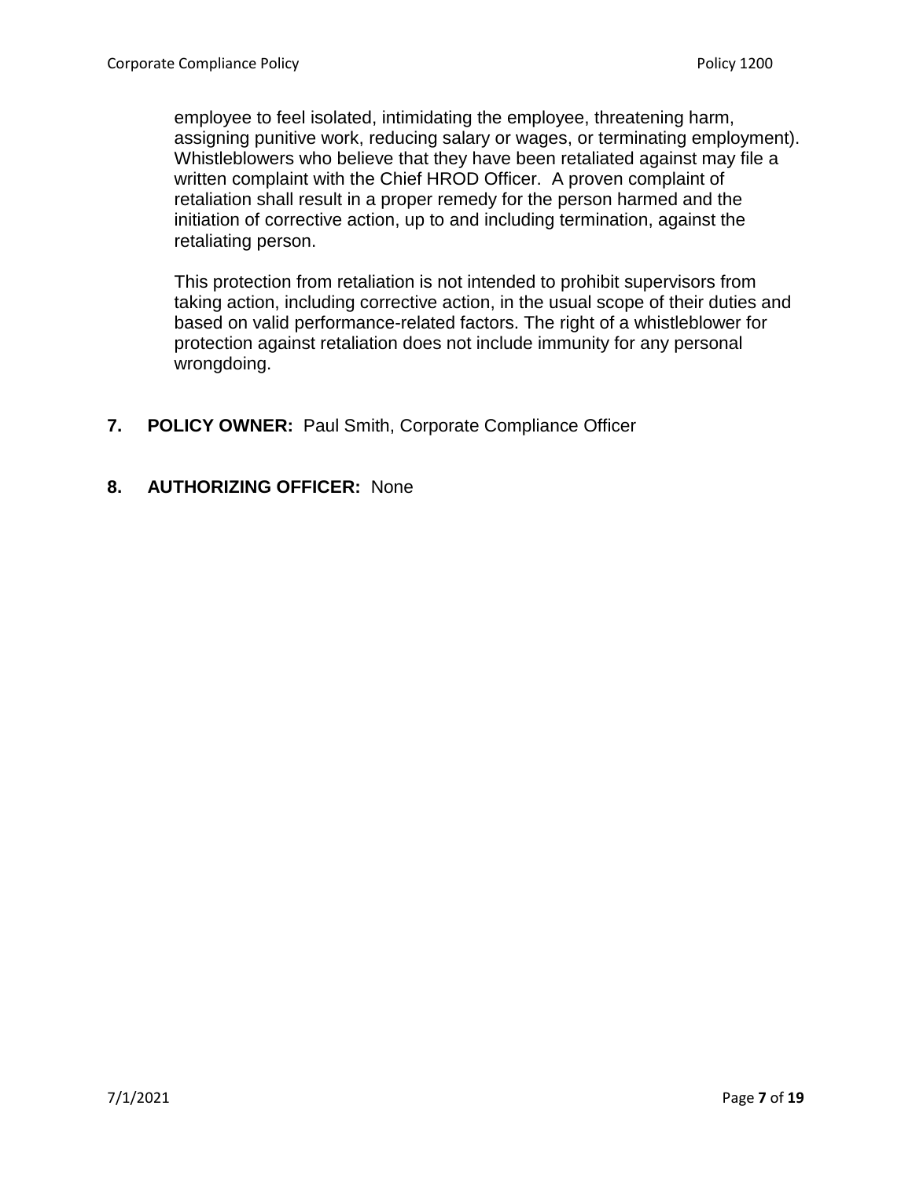employee to feel isolated, intimidating the employee, threatening harm, assigning punitive work, reducing salary or wages, or terminating employment). Whistleblowers who believe that they have been retaliated against may file a written complaint with the Chief HROD Officer. A proven complaint of retaliation shall result in a proper remedy for the person harmed and the initiation of corrective action, up to and including termination, against the retaliating person.

This protection from retaliation is not intended to prohibit supervisors from taking action, including corrective action, in the usual scope of their duties and based on valid performance-related factors. The right of a whistleblower for protection against retaliation does not include immunity for any personal wrongdoing.

**7. POLICY OWNER:** Paul Smith, Corporate Compliance Officer

**8. AUTHORIZING OFFICER:** None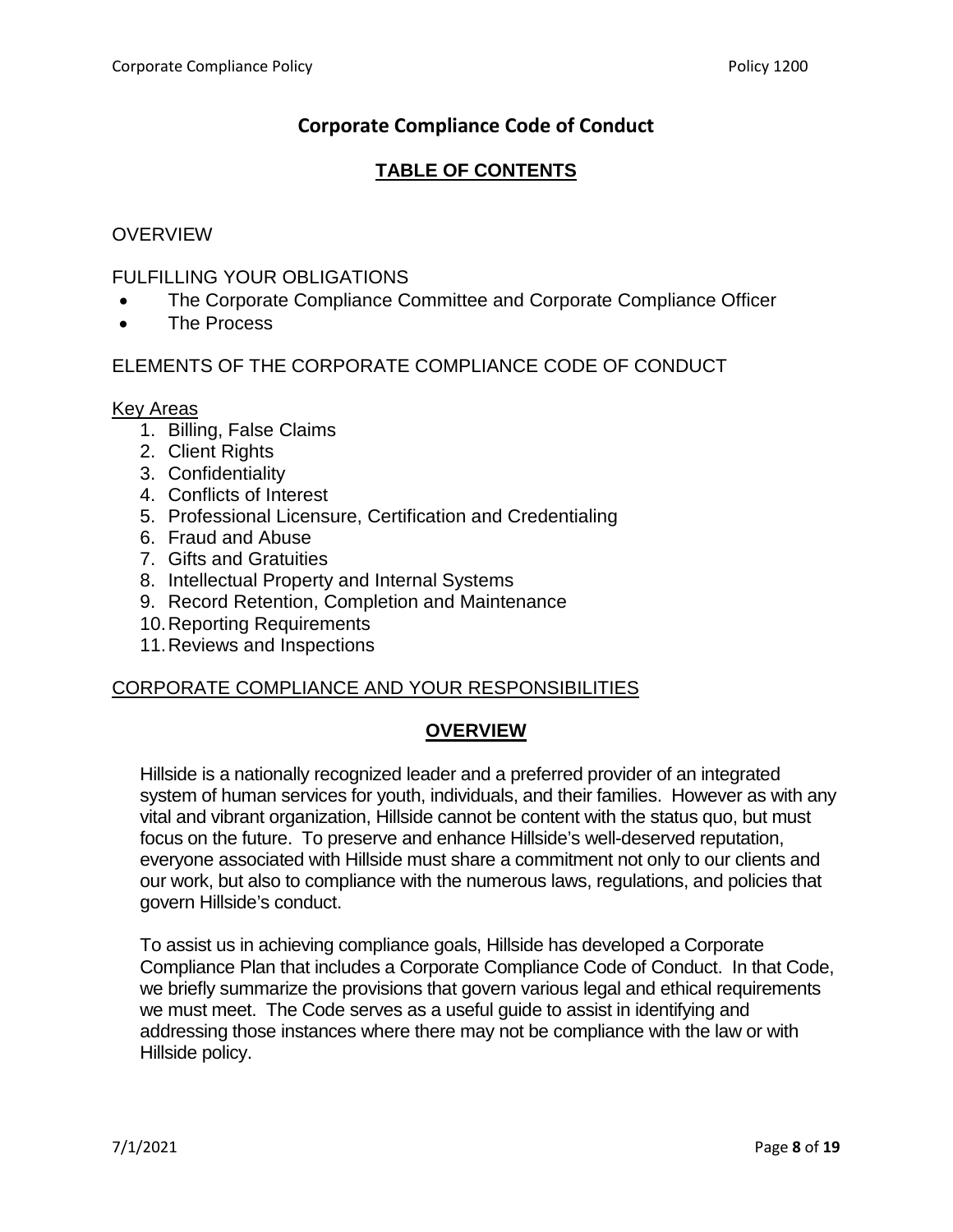# Corporate Compliance Code of Conduct

## TABLE OF CONTENTS

OVERVIEW

FULFILLING YOUR OBLIGATIONS

- The Corporate Compliance Committee and Corporate Compliance Officer
- The Process

ELEMENTS OF THE CORPORATE COMPLIANCE CODE OF CONDUCT

Key Areas

1. Billing, False Claims
2. Client Rights
3. Confidentiality
4. Conflicts of Interest
5. Professional Licensure, Certification and Credentialing
6. Fraud and Abuse
7. Gifts and Gratuities
8. Intellectual Property and Internal Systems
9. Record Retention, Completion and Maintenance
10. Reporting Requirements
11. Reviews and Inspections

CORPORATE COMPLIANCE AND YOUR RESPONSIBILITIES

## OVERVIEW

Hillside is a nationally recognized leader and a preferred provider of an integrated system of human services for youth, individuals, and their families. However as with any vital and vibrant organization, Hillside cannot be content with the status quo, but must focus on the future. To preserve and enhance Hillside's well-deserved reputation, everyone associated with Hillside must share a commitment not only to our clients and our work, but also to compliance with the numerous laws, regulations, and policies that govern Hillside's conduct.

To assist us in achieving compliance goals, Hillside has developed a Corporate Compliance Plan that includes a Corporate Compliance Code of Conduct. In that Code, we briefly summarize the provisions that govern various legal and ethical requirements we must meet. The Code serves as a useful guide to assist in identifying and addressing those instances where there may not be compliance with the law or with Hillside policy.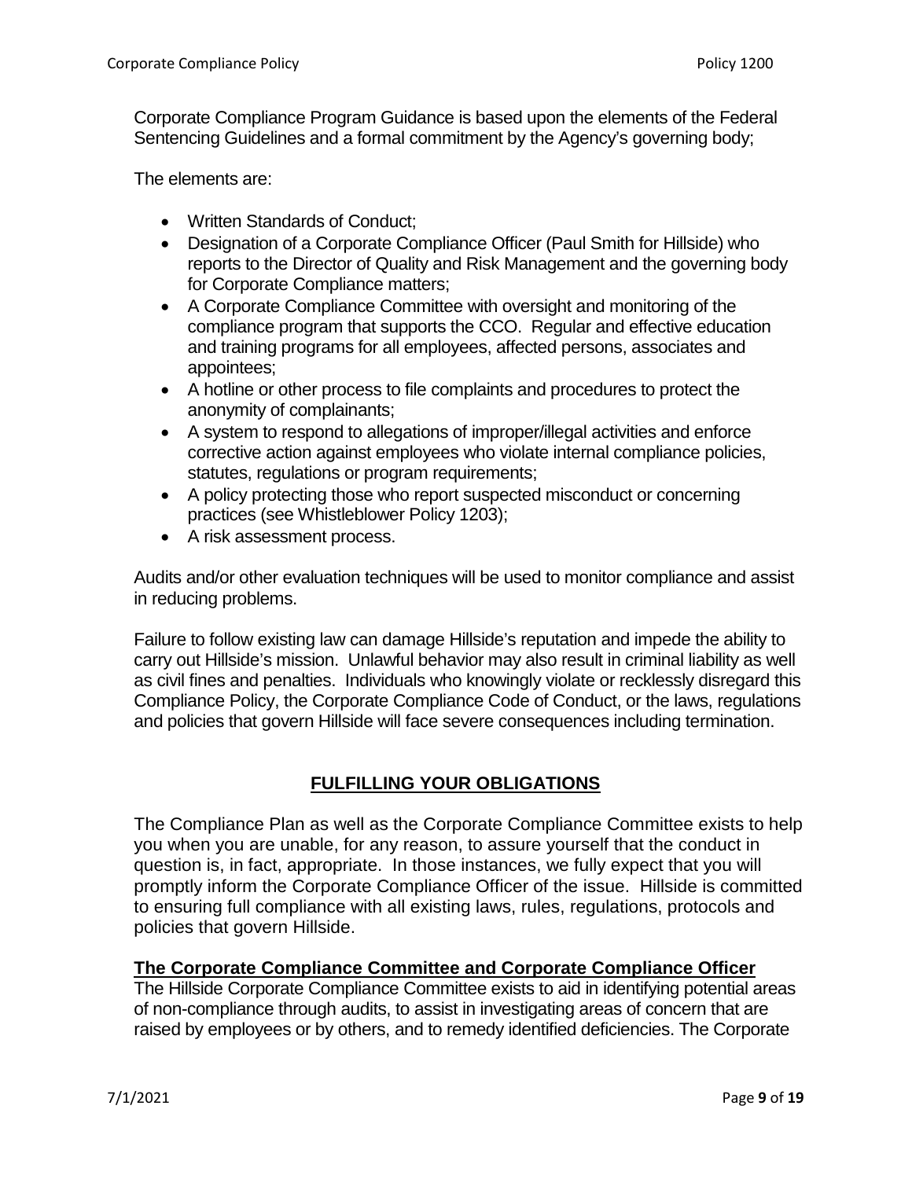Corporate Compliance Program Guidance is based upon the elements of the Federal Sentencing Guidelines and a formal commitment by the Agency's governing body;

The elements are:

- Written Standards of Conduct;
- Designation of a Corporate Compliance Officer (Paul Smith for Hillside) who reports to the Director of Quality and Risk Management and the governing body for Corporate Compliance matters;
- A Corporate Compliance Committee with oversight and monitoring of the compliance program that supports the CCO. Regular and effective education and training programs for all employees, affected persons, associates and appointees;
- A hotline or other process to file complaints and procedures to protect the anonymity of complainants;
- A system to respond to allegations of improper/illegal activities and enforce corrective action against employees who violate internal compliance policies, statutes, regulations or program requirements;
- A policy protecting those who report suspected misconduct or concerning practices (see Whistleblower Policy 1203);
- A risk assessment process.

Audits and/or other evaluation techniques will be used to monitor compliance and assist in reducing problems.

Failure to follow existing law can damage Hillside's reputation and impede the ability to carry out Hillside's mission. Unlawful behavior may also result in criminal liability as well as civil fines and penalties. Individuals who knowingly violate or recklessly disregard this Compliance Policy, the Corporate Compliance Code of Conduct, or the laws, regulations and policies that govern Hillside will face severe consequences including termination.

## FULFILLING YOUR OBLIGATIONS

The Compliance Plan as well as the Corporate Compliance Committee exists to help you when you are unable, for any reason, to assure yourself that the conduct in question is, in fact, appropriate. In those instances, we fully expect that you will promptly inform the Corporate Compliance Officer of the issue. Hillside is committed to ensuring full compliance with all existing laws, rules, regulations, protocols and policies that govern Hillside.

### The Corporate Compliance Committee and Corporate Compliance Officer

The Hillside Corporate Compliance Committee exists to aid in identifying potential areas of non-compliance through audits, to assist in investigating areas of concern that are raised by employees or by others, and to remedy identified deficiencies. The Corporate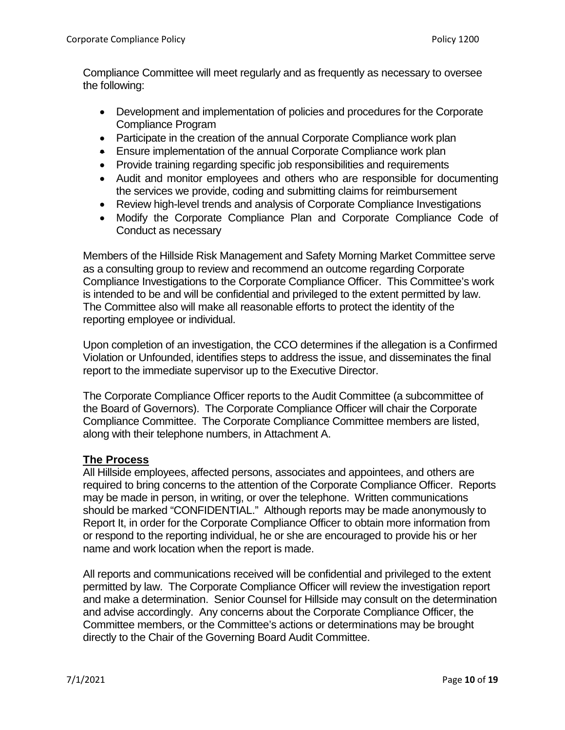Compliance Committee will meet regularly and as frequently as necessary to oversee the following:

- Development and implementation of policies and procedures for the Corporate Compliance Program
- Participate in the creation of the annual Corporate Compliance work plan
- Ensure implementation of the annual Corporate Compliance work plan
- Provide training regarding specific job responsibilities and requirements
- Audit and monitor employees and others who are responsible for documenting the services we provide, coding and submitting claims for reimbursement
- Review high-level trends and analysis of Corporate Compliance Investigations
- Modify the Corporate Compliance Plan and Corporate Compliance Code of Conduct as necessary

Members of the Hillside Risk Management and Safety Morning Market Committee serve as a consulting group to review and recommend an outcome regarding Corporate Compliance Investigations to the Corporate Compliance Officer. This Committee's work is intended to be and will be confidential and privileged to the extent permitted by law. The Committee also will make all reasonable efforts to protect the identity of the reporting employee or individual.

Upon completion of an investigation, the CCO determines if the allegation is a Confirmed Violation or Unfounded, identifies steps to address the issue, and disseminates the final report to the immediate supervisor up to the Executive Director.

The Corporate Compliance Officer reports to the Audit Committee (a subcommittee of the Board of Governors). The Corporate Compliance Officer will chair the Corporate Compliance Committee. The Corporate Compliance Committee members are listed, along with their telephone numbers, in Attachment A.

## The Process

All Hillside employees, affected persons, associates and appointees, and others are required to bring concerns to the attention of the Corporate Compliance Officer. Reports may be made in person, in writing, or over the telephone. Written communications should be marked "CONFIDENTIAL." Although reports may be made anonymously to Report It, in order for the Corporate Compliance Officer to obtain more information from or respond to the reporting individual, he or she are encouraged to provide his or her name and work location when the report is made.

All reports and communications received will be confidential and privileged to the extent permitted by law. The Corporate Compliance Officer will review the investigation report and make a determination. Senior Counsel for Hillside may consult on the determination and advise accordingly. Any concerns about the Corporate Compliance Officer, the Committee members, or the Committee's actions or determinations may be brought directly to the Chair of the Governing Board Audit Committee.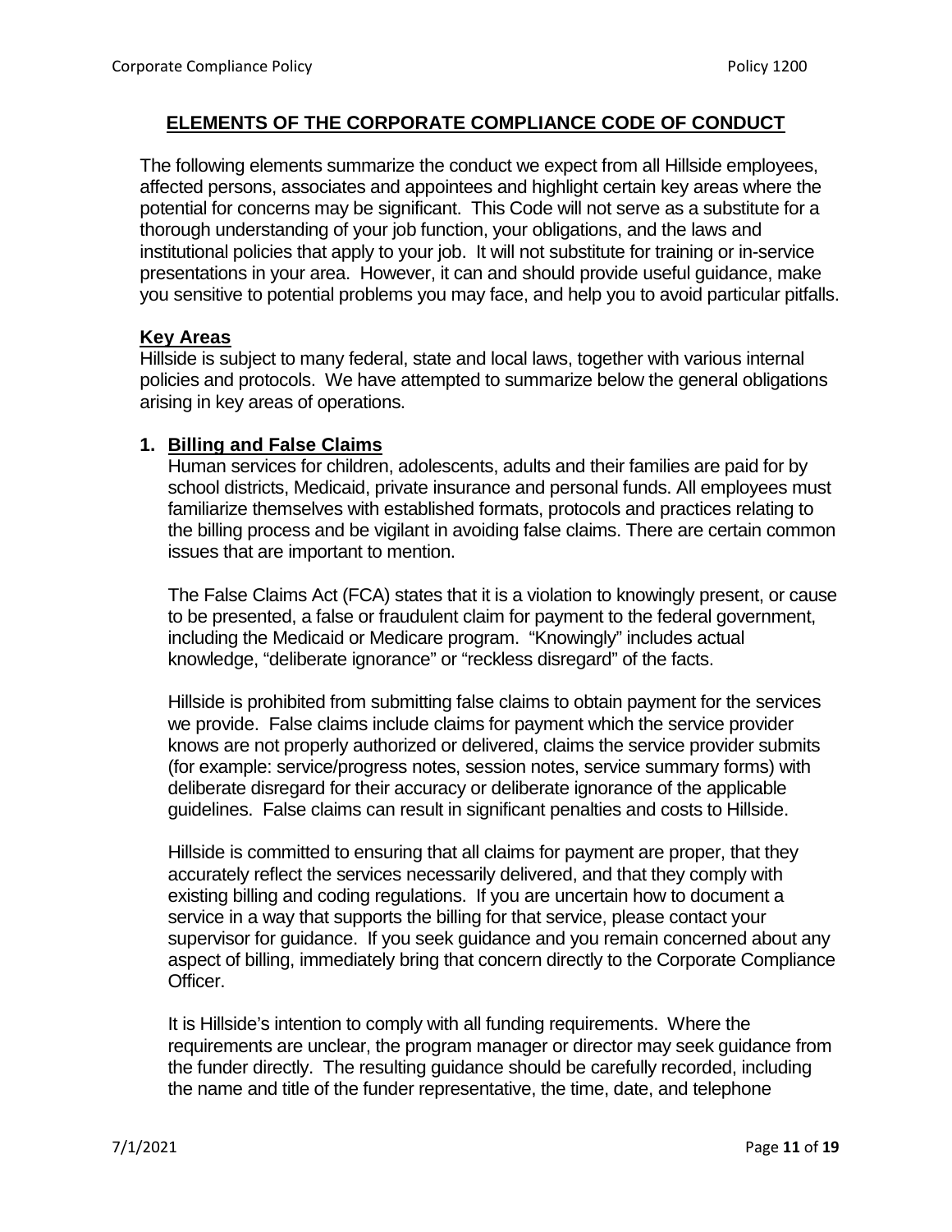## ELEMENTS OF THE CORPORATE COMPLIANCE CODE OF CONDUCT

The following elements summarize the conduct we expect from all Hillside employees, affected persons, associates and appointees and highlight certain key areas where the potential for concerns may be significant. This Code will not serve as a substitute for a thorough understanding of your job function, your obligations, and the laws and institutional policies that apply to your job. It will not substitute for training or in-service presentations in your area. However, it can and should provide useful guidance, make you sensitive to potential problems you may face, and help you to avoid particular pitfalls.

### Key Areas

Hillside is subject to many federal, state and local laws, together with various internal policies and protocols. We have attempted to summarize below the general obligations arising in key areas of operations.

### 1. Billing and False Claims

Human services for children, adolescents, adults and their families are paid for by school districts, Medicaid, private insurance and personal funds. All employees must familiarize themselves with established formats, protocols and practices relating to the billing process and be vigilant in avoiding false claims. There are certain common issues that are important to mention.

The False Claims Act (FCA) states that it is a violation to knowingly present, or cause to be presented, a false or fraudulent claim for payment to the federal government, including the Medicaid or Medicare program. "Knowingly" includes actual knowledge, "deliberate ignorance" or "reckless disregard" of the facts.

Hillside is prohibited from submitting false claims to obtain payment for the services we provide. False claims include claims for payment which the service provider knows are not properly authorized or delivered, claims the service provider submits (for example: service/progress notes, session notes, service summary forms) with deliberate disregard for their accuracy or deliberate ignorance of the applicable guidelines. False claims can result in significant penalties and costs to Hillside.

Hillside is committed to ensuring that all claims for payment are proper, that they accurately reflect the services necessarily delivered, and that they comply with existing billing and coding regulations. If you are uncertain how to document a service in a way that supports the billing for that service, please contact your supervisor for guidance. If you seek guidance and you remain concerned about any aspect of billing, immediately bring that concern directly to the Corporate Compliance Officer.

It is Hillside's intention to comply with all funding requirements. Where the requirements are unclear, the program manager or director may seek guidance from the funder directly. The resulting guidance should be carefully recorded, including the name and title of the funder representative, the time, date, and telephone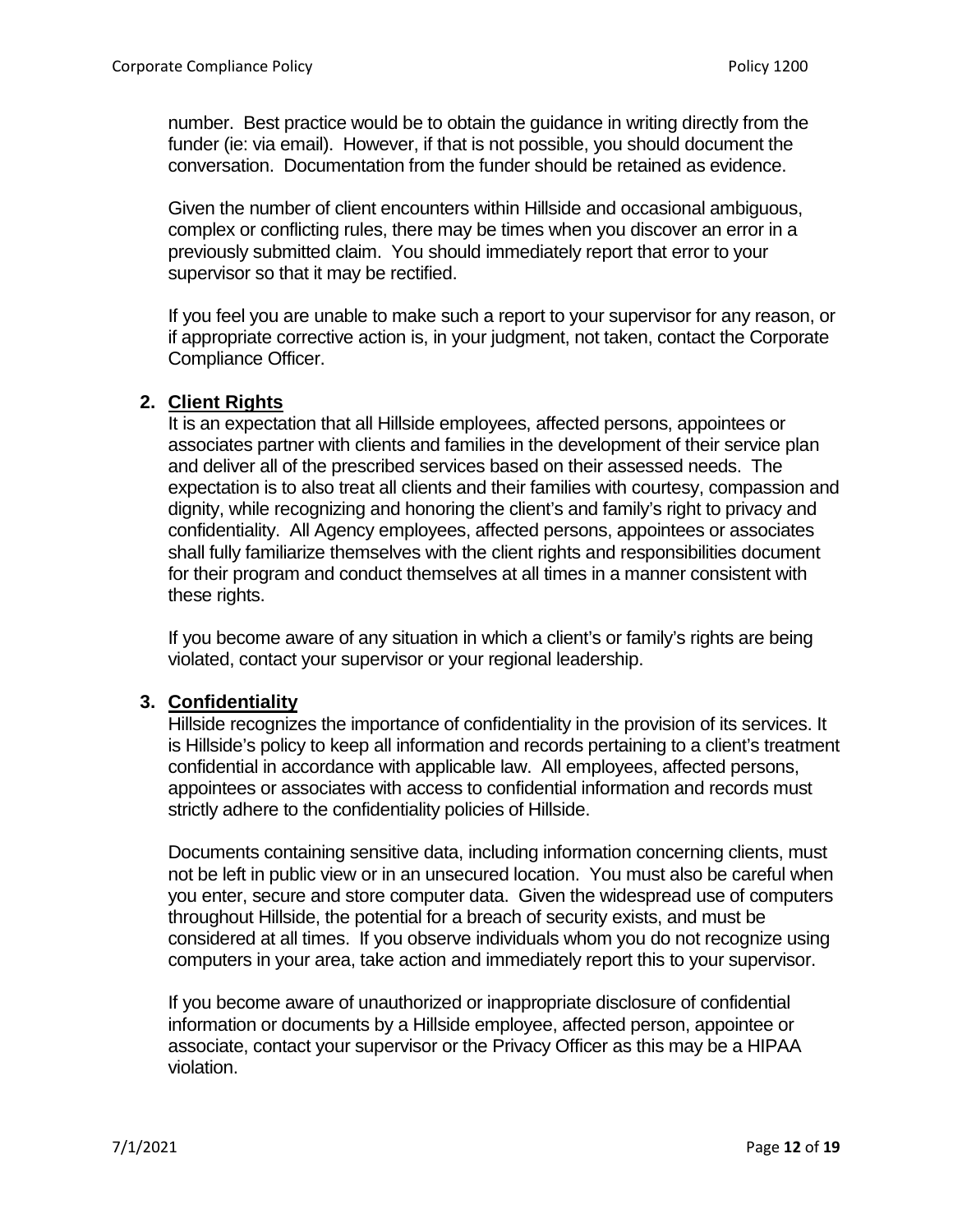number. Best practice would be to obtain the guidance in writing directly from the funder (ie: via email). However, if that is not possible, you should document the conversation. Documentation from the funder should be retained as evidence.

Given the number of client encounters within Hillside and occasional ambiguous, complex or conflicting rules, there may be times when you discover an error in a previously submitted claim. You should immediately report that error to your supervisor so that it may be rectified.

If you feel you are unable to make such a report to your supervisor for any reason, or if appropriate corrective action is, in your judgment, not taken, contact the Corporate Compliance Officer.

## 2. Client Rights

It is an expectation that all Hillside employees, affected persons, appointees or associates partner with clients and families in the development of their service plan and deliver all of the prescribed services based on their assessed needs. The expectation is to also treat all clients and their families with courtesy, compassion and dignity, while recognizing and honoring the client's and family's right to privacy and confidentiality. All Agency employees, affected persons, appointees or associates shall fully familiarize themselves with the client rights and responsibilities document for their program and conduct themselves at all times in a manner consistent with these rights.

If you become aware of any situation in which a client's or family's rights are being violated, contact your supervisor or your regional leadership.

## 3. Confidentiality

Hillside recognizes the importance of confidentiality in the provision of its services. It is Hillside's policy to keep all information and records pertaining to a client's treatment confidential in accordance with applicable law. All employees, affected persons, appointees or associates with access to confidential information and records must strictly adhere to the confidentiality policies of Hillside.

Documents containing sensitive data, including information concerning clients, must not be left in public view or in an unsecured location. You must also be careful when you enter, secure and store computer data. Given the widespread use of computers throughout Hillside, the potential for a breach of security exists, and must be considered at all times. If you observe individuals whom you do not recognize using computers in your area, take action and immediately report this to your supervisor.

If you become aware of unauthorized or inappropriate disclosure of confidential information or documents by a Hillside employee, affected person, appointee or associate, contact your supervisor or the Privacy Officer as this may be a HIPAA violation.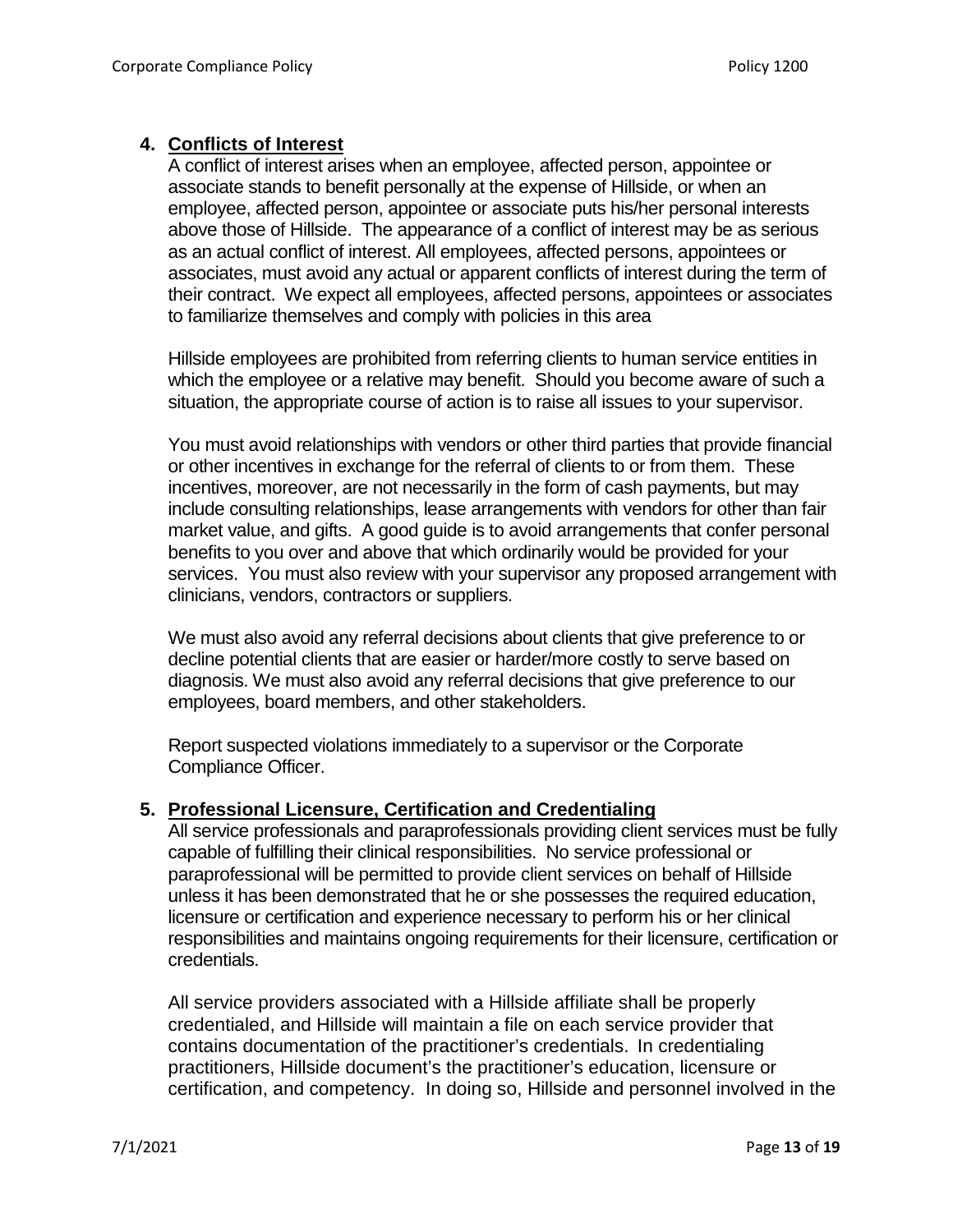## 4. Conflicts of Interest

A conflict of interest arises when an employee, affected person, appointee or associate stands to benefit personally at the expense of Hillside, or when an employee, affected person, appointee or associate puts his/her personal interests above those of Hillside. The appearance of a conflict of interest may be as serious as an actual conflict of interest. All employees, affected persons, appointees or associates, must avoid any actual or apparent conflicts of interest during the term of their contract. We expect all employees, affected persons, appointees or associates to familiarize themselves and comply with policies in this area

Hillside employees are prohibited from referring clients to human service entities in which the employee or a relative may benefit. Should you become aware of such a situation, the appropriate course of action is to raise all issues to your supervisor.

You must avoid relationships with vendors or other third parties that provide financial or other incentives in exchange for the referral of clients to or from them. These incentives, moreover, are not necessarily in the form of cash payments, but may include consulting relationships, lease arrangements with vendors for other than fair market value, and gifts. A good guide is to avoid arrangements that confer personal benefits to you over and above that which ordinarily would be provided for your services. You must also review with your supervisor any proposed arrangement with clinicians, vendors, contractors or suppliers.

We must also avoid any referral decisions about clients that give preference to or decline potential clients that are easier or harder/more costly to serve based on diagnosis. We must also avoid any referral decisions that give preference to our employees, board members, and other stakeholders.

Report suspected violations immediately to a supervisor or the Corporate Compliance Officer.

## 5. Professional Licensure, Certification and Credentialing

All service professionals and paraprofessionals providing client services must be fully capable of fulfilling their clinical responsibilities. No service professional or paraprofessional will be permitted to provide client services on behalf of Hillside unless it has been demonstrated that he or she possesses the required education, licensure or certification and experience necessary to perform his or her clinical responsibilities and maintains ongoing requirements for their licensure, certification or credentials.

All service providers associated with a Hillside affiliate shall be properly credentialed, and Hillside will maintain a file on each service provider that contains documentation of the practitioner's credentials. In credentialing practitioners, Hillside document's the practitioner's education, licensure or certification, and competency. In doing so, Hillside and personnel involved in the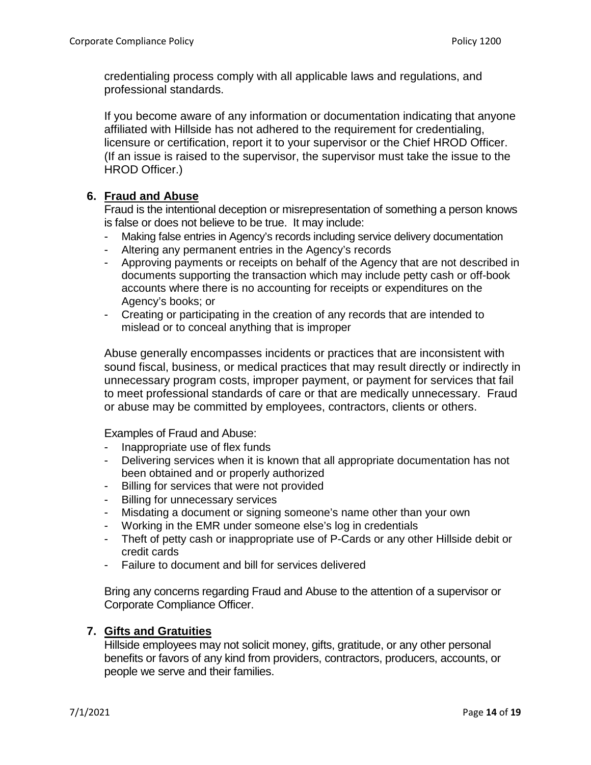credentialing process comply with all applicable laws and regulations, and professional standards.

If you become aware of any information or documentation indicating that anyone affiliated with Hillside has not adhered to the requirement for credentialing, licensure or certification, report it to your supervisor or the Chief HROD Officer. (If an issue is raised to the supervisor, the supervisor must take the issue to the HROD Officer.)

## 6. Fraud and Abuse

Fraud is the intentional deception or misrepresentation of something a person knows is false or does not believe to be true. It may include:

- Making false entries in Agency's records including service delivery documentation
- Altering any permanent entries in the Agency's records
- Approving payments or receipts on behalf of the Agency that are not described in documents supporting the transaction which may include petty cash or off-book accounts where there is no accounting for receipts or expenditures on the Agency's books; or
- Creating or participating in the creation of any records that are intended to mislead or to conceal anything that is improper

Abuse generally encompasses incidents or practices that are inconsistent with sound fiscal, business, or medical practices that may result directly or indirectly in unnecessary program costs, improper payment, or payment for services that fail to meet professional standards of care or that are medically unnecessary. Fraud or abuse may be committed by employees, contractors, clients or others.

Examples of Fraud and Abuse:

- Inappropriate use of flex funds
- Delivering services when it is known that all appropriate documentation has not been obtained and or properly authorized
- Billing for services that were not provided
- Billing for unnecessary services
- Misdating a document or signing someone's name other than your own
- Working in the EMR under someone else's log in credentials
- Theft of petty cash or inappropriate use of P-Cards or any other Hillside debit or credit cards
- Failure to document and bill for services delivered

Bring any concerns regarding Fraud and Abuse to the attention of a supervisor or Corporate Compliance Officer.

## 7. Gifts and Gratuities

Hillside employees may not solicit money, gifts, gratitude, or any other personal benefits or favors of any kind from providers, contractors, producers, accounts, or people we serve and their families.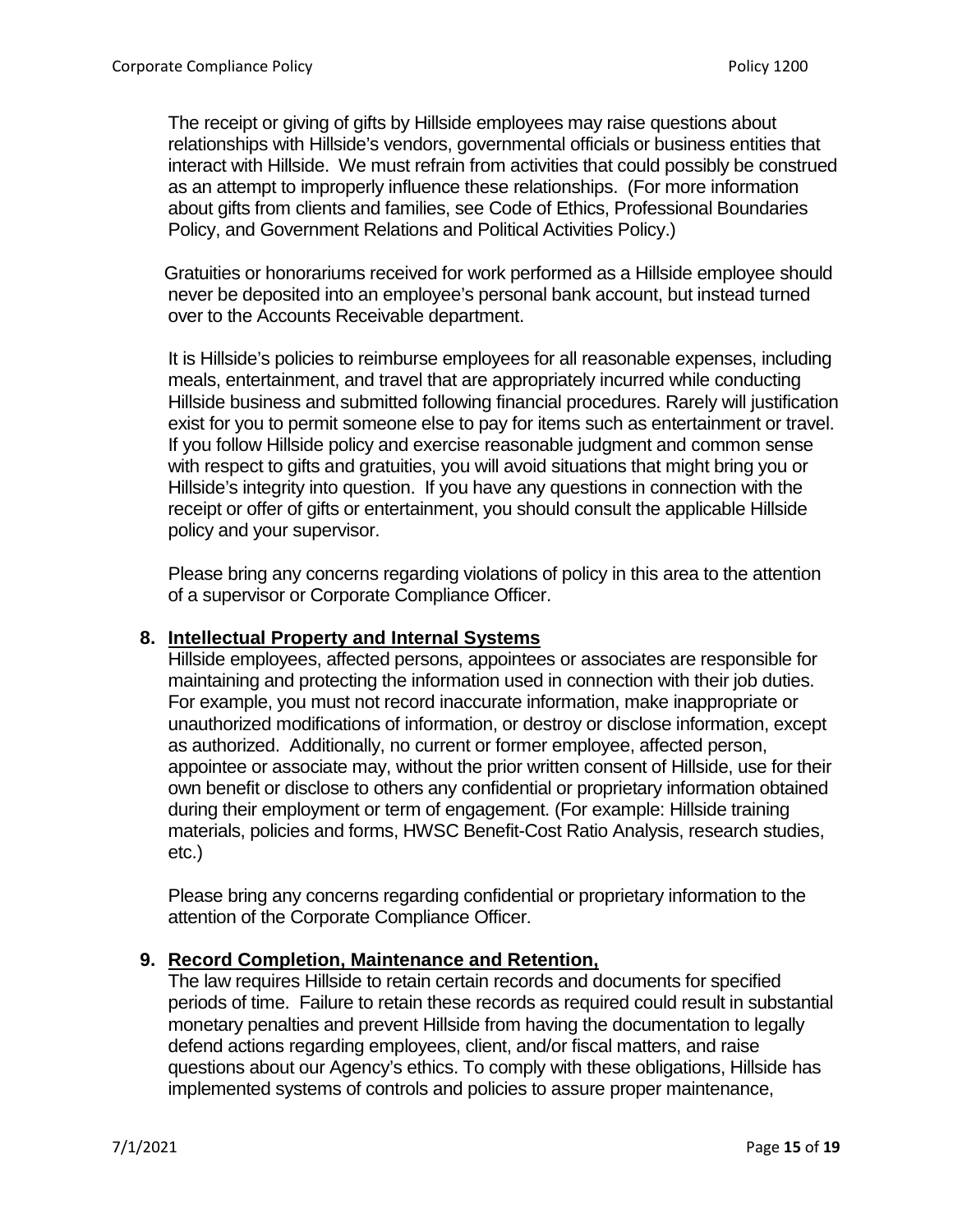The receipt or giving of gifts by Hillside employees may raise questions about relationships with Hillside's vendors, governmental officials or business entities that interact with Hillside. We must refrain from activities that could possibly be construed as an attempt to improperly influence these relationships. (For more information about gifts from clients and families, see Code of Ethics, Professional Boundaries Policy, and Government Relations and Political Activities Policy.)

Gratuities or honorariums received for work performed as a Hillside employee should never be deposited into an employee's personal bank account, but instead turned over to the Accounts Receivable department.

It is Hillside's policies to reimburse employees for all reasonable expenses, including meals, entertainment, and travel that are appropriately incurred while conducting Hillside business and submitted following financial procedures. Rarely will justification exist for you to permit someone else to pay for items such as entertainment or travel. If you follow Hillside policy and exercise reasonable judgment and common sense with respect to gifts and gratuities, you will avoid situations that might bring you or Hillside's integrity into question. If you have any questions in connection with the receipt or offer of gifts or entertainment, you should consult the applicable Hillside policy and your supervisor.

Please bring any concerns regarding violations of policy in this area to the attention of a supervisor or Corporate Compliance Officer.

**8. Intellectual Property and Internal Systems**

Hillside employees, affected persons, appointees or associates are responsible for maintaining and protecting the information used in connection with their job duties. For example, you must not record inaccurate information, make inappropriate or unauthorized modifications of information, or destroy or disclose information, except as authorized. Additionally, no current or former employee, affected person, appointee or associate may, without the prior written consent of Hillside, use for their own benefit or disclose to others any confidential or proprietary information obtained during their employment or term of engagement. (For example: Hillside training materials, policies and forms, HWSC Benefit-Cost Ratio Analysis, research studies, etc.)

Please bring any concerns regarding confidential or proprietary information to the attention of the Corporate Compliance Officer.

**9. Record Completion, Maintenance and Retention,**

The law requires Hillside to retain certain records and documents for specified periods of time. Failure to retain these records as required could result in substantial monetary penalties and prevent Hillside from having the documentation to legally defend actions regarding employees, client, and/or fiscal matters, and raise questions about our Agency's ethics. To comply with these obligations, Hillside has implemented systems of controls and policies to assure proper maintenance,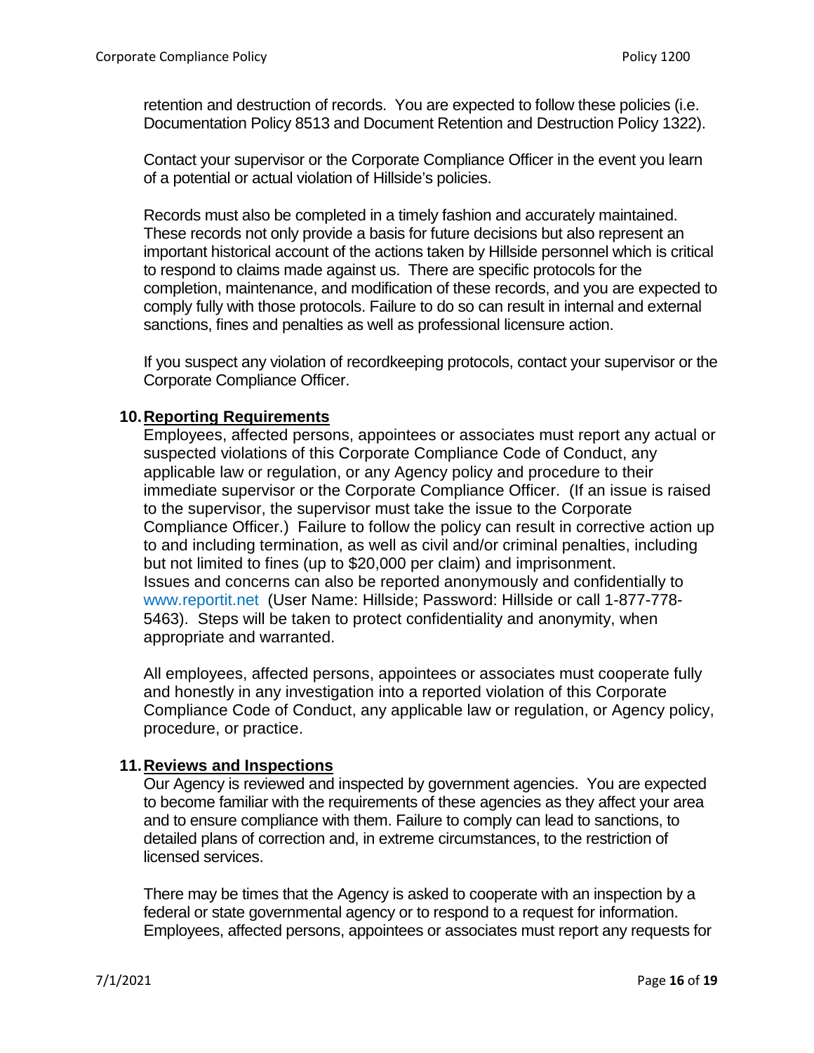retention and destruction of records. You are expected to follow these policies (i.e. Documentation Policy 8513 and Document Retention and Destruction Policy 1322).

Contact your supervisor or the Corporate Compliance Officer in the event you learn of a potential or actual violation of Hillside's policies.

Records must also be completed in a timely fashion and accurately maintained. These records not only provide a basis for future decisions but also represent an important historical account of the actions taken by Hillside personnel which is critical to respond to claims made against us. There are specific protocols for the completion, maintenance, and modification of these records, and you are expected to comply fully with those protocols. Failure to do so can result in internal and external sanctions, fines and penalties as well as professional licensure action.

If you suspect any violation of recordkeeping protocols, contact your supervisor or the Corporate Compliance Officer.

### 10. Reporting Requirements

Employees, affected persons, appointees or associates must report any actual or suspected violations of this Corporate Compliance Code of Conduct, any applicable law or regulation, or any Agency policy and procedure to their immediate supervisor or the Corporate Compliance Officer. (If an issue is raised to the supervisor, the supervisor must take the issue to the Corporate Compliance Officer.) Failure to follow the policy can result in corrective action up to and including termination, as well as civil and/or criminal penalties, including but not limited to fines (up to $20,000 per claim) and imprisonment. Issues and concerns can also be reported anonymously and confidentially to www.reportit.net (User Name: Hillside; Password: Hillside or call 1-877-778-5463). Steps will be taken to protect confidentiality and anonymity, when appropriate and warranted.

All employees, affected persons, appointees or associates must cooperate fully and honestly in any investigation into a reported violation of this Corporate Compliance Code of Conduct, any applicable law or regulation, or Agency policy, procedure, or practice.

### 11. Reviews and Inspections

Our Agency is reviewed and inspected by government agencies. You are expected to become familiar with the requirements of these agencies as they affect your area and to ensure compliance with them. Failure to comply can lead to sanctions, to detailed plans of correction and, in extreme circumstances, to the restriction of licensed services.

There may be times that the Agency is asked to cooperate with an inspection by a federal or state governmental agency or to respond to a request for information. Employees, affected persons, appointees or associates must report any requests for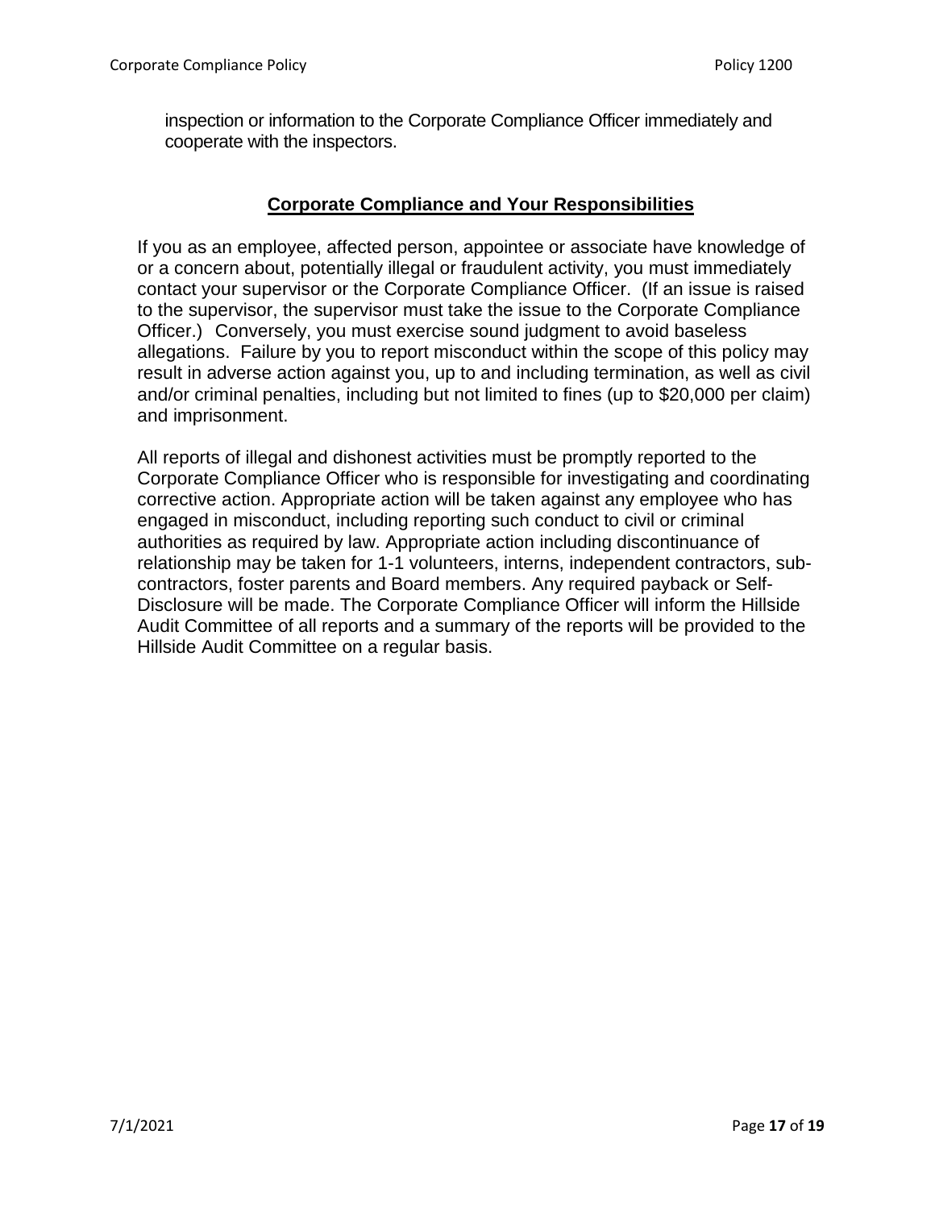inspection or information to the Corporate Compliance Officer immediately and cooperate with the inspectors.

## **Corporate Compliance and Your Responsibilities**

If you as an employee, affected person, appointee or associate have knowledge of or a concern about, potentially illegal or fraudulent activity, you must immediately contact your supervisor or the Corporate Compliance Officer. (If an issue is raised to the supervisor, the supervisor must take the issue to the Corporate Compliance Officer.) Conversely, you must exercise sound judgment to avoid baseless allegations. Failure by you to report misconduct within the scope of this policy may result in adverse action against you, up to and including termination, as well as civil and/or criminal penalties, including but not limited to fines (up to $20,000 per claim) and imprisonment.

All reports of illegal and dishonest activities must be promptly reported to the Corporate Compliance Officer who is responsible for investigating and coordinating corrective action. Appropriate action will be taken against any employee who has engaged in misconduct, including reporting such conduct to civil or criminal authorities as required by law. Appropriate action including discontinuance of relationship may be taken for 1-1 volunteers, interns, independent contractors, sub-contractors, foster parents and Board members. Any required payback or Self-Disclosure will be made. The Corporate Compliance Officer will inform the Hillside Audit Committee of all reports and a summary of the reports will be provided to the Hillside Audit Committee on a regular basis.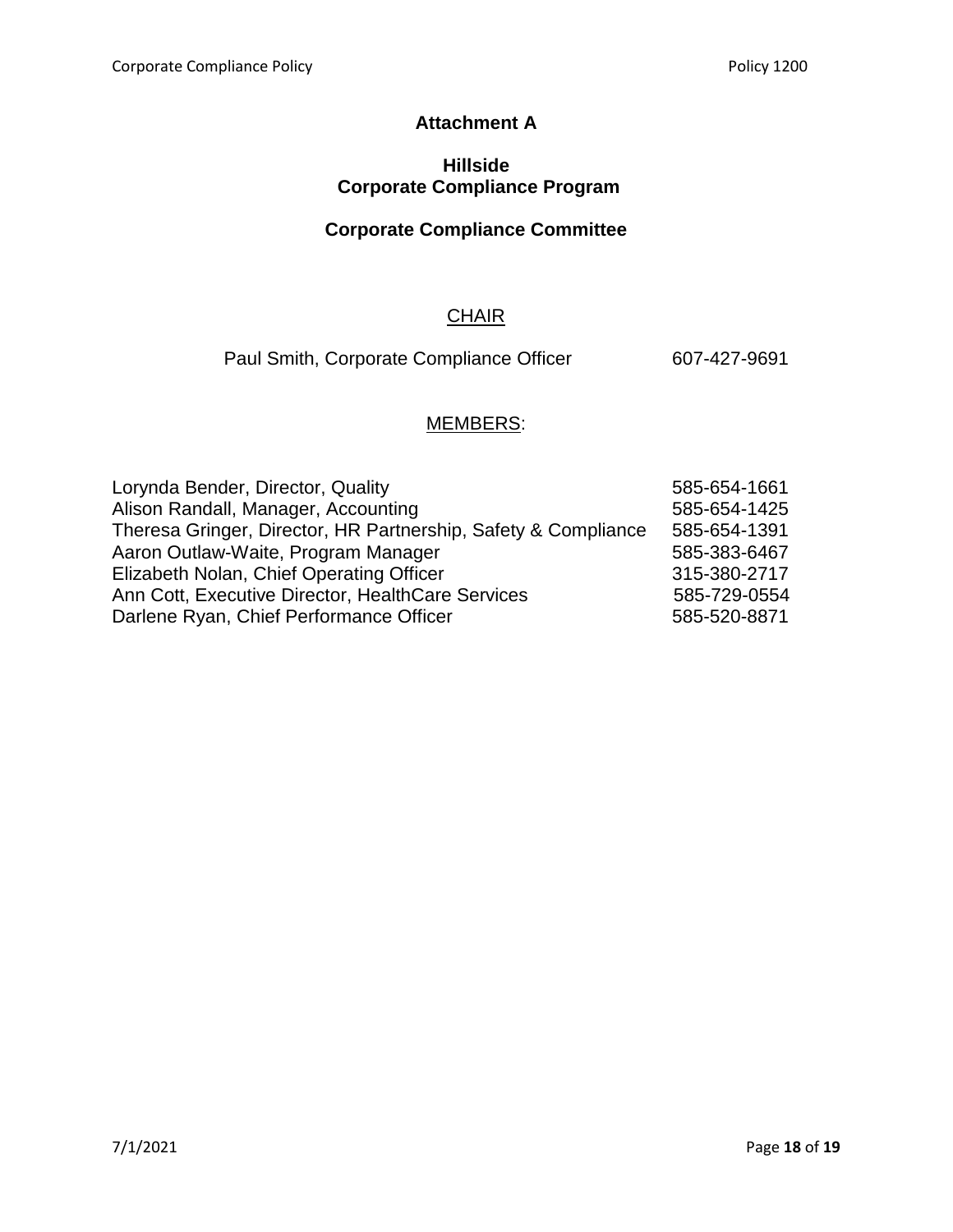## Attachment A

## Hillside
## Corporate Compliance Program

## Corporate Compliance Committee

CHAIR

Paul Smith, Corporate Compliance Officer 607-427-9691

MEMBERS:

| | |
|---|---|
| Lorynda Bender, Director, Quality | 585-654-1661 |
| Alison Randall, Manager, Accounting | 585-654-1425 |
| Theresa Gringer, Director, HR Partnership, Safety & Compliance | 585-654-1391 |
| Aaron Outlaw-Waite, Program Manager | 585-383-6467 |
| Elizabeth Nolan, Chief Operating Officer | 315-380-2717 |
| Ann Cott, Executive Director, HealthCare Services | 585-729-0554 |
| Darlene Ryan, Chief Performance Officer | 585-520-8871 |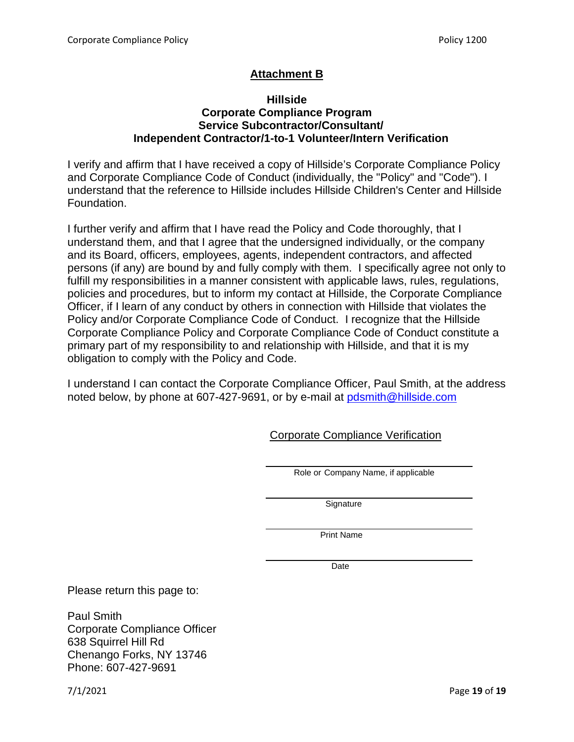## Attachment B

### Hillside
### Corporate Compliance Program
### Service Subcontractor/Consultant/
### Independent Contractor/1-to-1 Volunteer/Intern Verification

I verify and affirm that I have received a copy of Hillside's Corporate Compliance Policy and Corporate Compliance Code of Conduct (individually, the "Policy" and "Code"). I understand that the reference to Hillside includes Hillside Children's Center and Hillside Foundation.

I further verify and affirm that I have read the Policy and Code thoroughly, that I understand them, and that I agree that the undersigned individually, or the company and its Board, officers, employees, agents, independent contractors, and affected persons (if any) are bound by and fully comply with them. I specifically agree not only to fulfill my responsibilities in a manner consistent with applicable laws, rules, regulations, policies and procedures, but to inform my contact at Hillside, the Corporate Compliance Officer, if I learn of any conduct by others in connection with Hillside that violates the Policy and/or Corporate Compliance Code of Conduct. I recognize that the Hillside Corporate Compliance Policy and Corporate Compliance Code of Conduct constitute a primary part of my responsibility to and relationship with Hillside, and that it is my obligation to comply with the Policy and Code.

I understand I can contact the Corporate Compliance Officer, Paul Smith, at the address noted below, by phone at 607-427-9691, or by e-mail at pdsmith@hillside.com

Corporate Compliance Verification

______________________________
Role or Company Name, if applicable

______________________________
Signature

______________________________
Print Name

______________________________
Date

Please return this page to:

Paul Smith
Corporate Compliance Officer
638 Squirrel Hill Rd
Chenango Forks, NY 13746
Phone: 607-427-9691